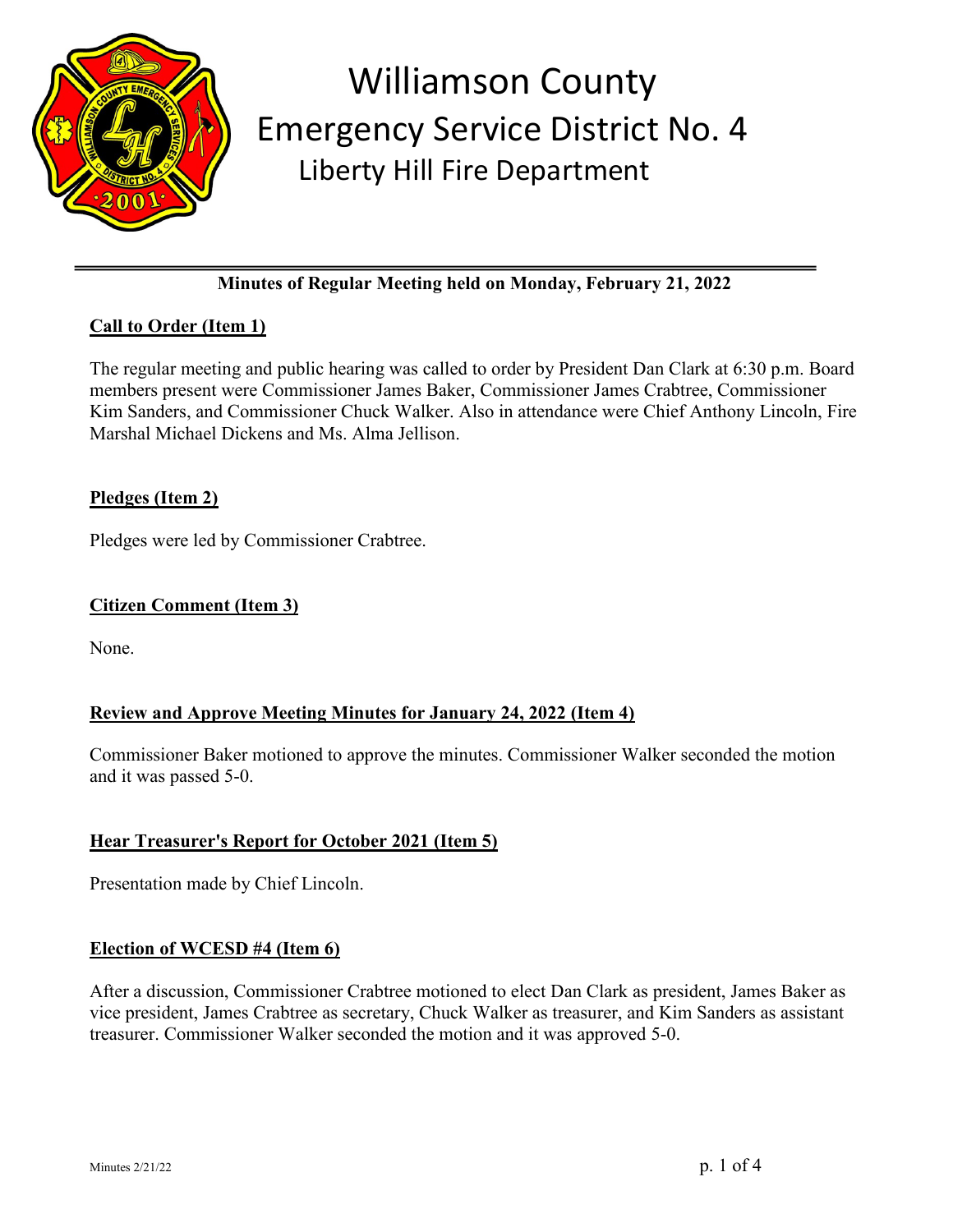# Williamson County
## Emergency Service District No. 4
### Liberty Hill Fire Department

---

**Minutes of Regular Meeting held on Monday, February 21, 2022**

### Call to Order (Item 1)

The regular meeting and public hearing was called to order by President Dan Clark at 6:30 p.m. Board members present were Commissioner James Baker, Commissioner James Crabtree, Commissioner Kim Sanders, and Commissioner Chuck Walker. Also in attendance were Chief Anthony Lincoln, Fire Marshal Michael Dickens and Ms. Alma Jellison.

### Pledges (Item 2)

Pledges were led by Commissioner Crabtree.

### Citizen Comment (Item 3)

None.

### Review and Approve Meeting Minutes for January 24, 2022 (Item 4)

Commissioner Baker motioned to approve the minutes. Commissioner Walker seconded the motion and it was passed 5-0.

### Hear Treasurer's Report for October 2021 (Item 5)

Presentation made by Chief Lincoln.

### Election of WCESD #4 (Item 6)

After a discussion, Commissioner Crabtree motioned to elect Dan Clark as president, James Baker as vice president, James Crabtree as secretary, Chuck Walker as treasurer, and Kim Sanders as assistant treasurer. Commissioner Walker seconded the motion and it was approved 5-0.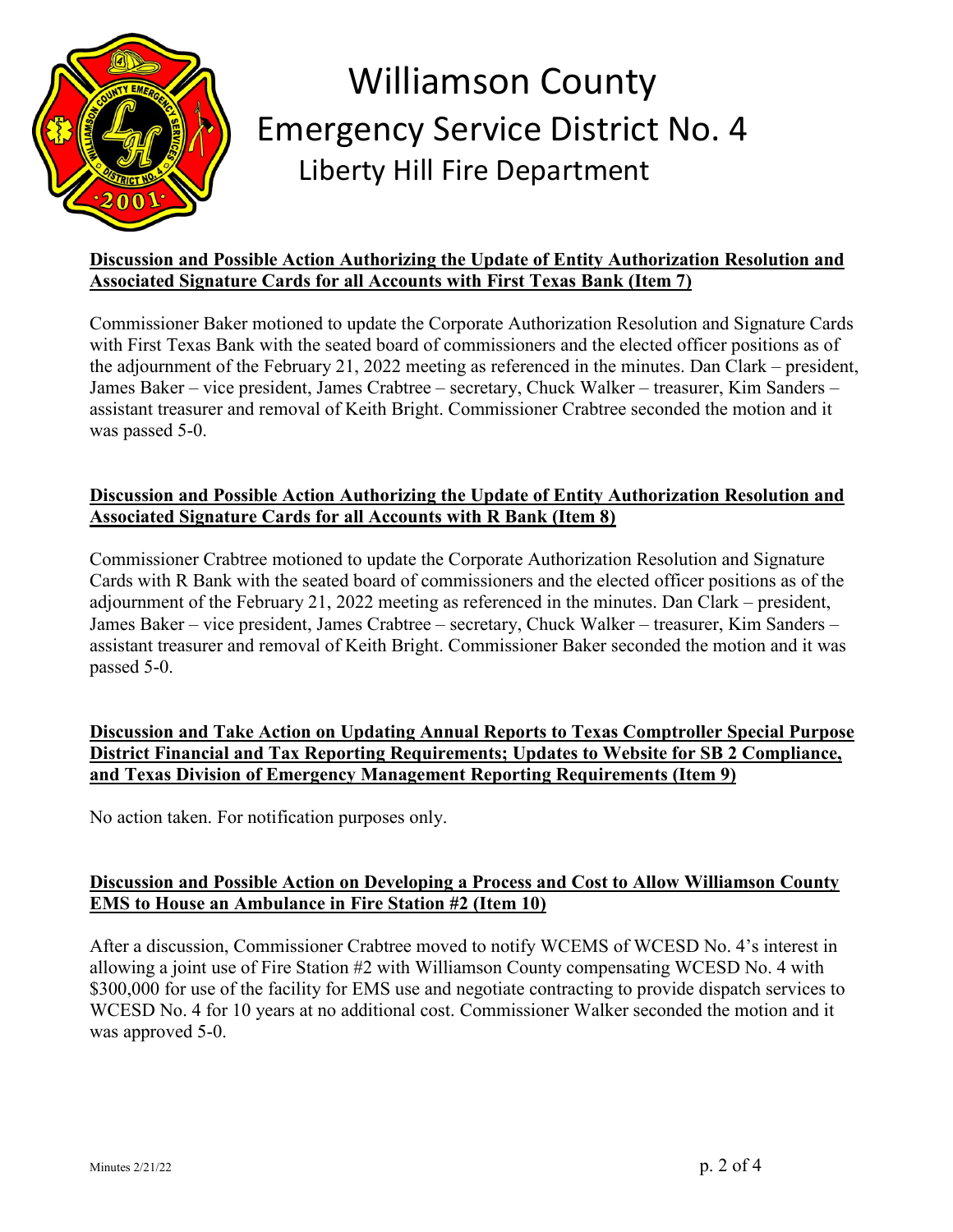# Williamson County
## Emergency Service District No. 4
### Liberty Hill Fire Department

**Discussion and Possible Action Authorizing the Update of Entity Authorization Resolution and Associated Signature Cards for all Accounts with First Texas Bank (Item 7)**

Commissioner Baker motioned to update the Corporate Authorization Resolution and Signature Cards with First Texas Bank with the seated board of commissioners and the elected officer positions as of the adjournment of the February 21, 2022 meeting as referenced in the minutes. Dan Clark – president, James Baker – vice president, James Crabtree – secretary, Chuck Walker – treasurer, Kim Sanders – assistant treasurer and removal of Keith Bright. Commissioner Crabtree seconded the motion and it was passed 5-0.

**Discussion and Possible Action Authorizing the Update of Entity Authorization Resolution and Associated Signature Cards for all Accounts with R Bank (Item 8)**

Commissioner Crabtree motioned to update the Corporate Authorization Resolution and Signature Cards with R Bank with the seated board of commissioners and the elected officer positions as of the adjournment of the February 21, 2022 meeting as referenced in the minutes. Dan Clark – president, James Baker – vice president, James Crabtree – secretary, Chuck Walker – treasurer, Kim Sanders – assistant treasurer and removal of Keith Bright. Commissioner Baker seconded the motion and it was passed 5-0.

**Discussion and Take Action on Updating Annual Reports to Texas Comptroller Special Purpose District Financial and Tax Reporting Requirements; Updates to Website for SB 2 Compliance, and Texas Division of Emergency Management Reporting Requirements (Item 9)**

No action taken. For notification purposes only.

**Discussion and Possible Action on Developing a Process and Cost to Allow Williamson County EMS to House an Ambulance in Fire Station #2 (Item 10)**

After a discussion, Commissioner Crabtree moved to notify WCEMS of WCESD No. 4's interest in allowing a joint use of Fire Station #2 with Williamson County compensating WCESD No. 4 with $300,000 for use of the facility for EMS use and negotiate contracting to provide dispatch services to WCESD No. 4 for 10 years at no additional cost. Commissioner Walker seconded the motion and it was approved 5-0.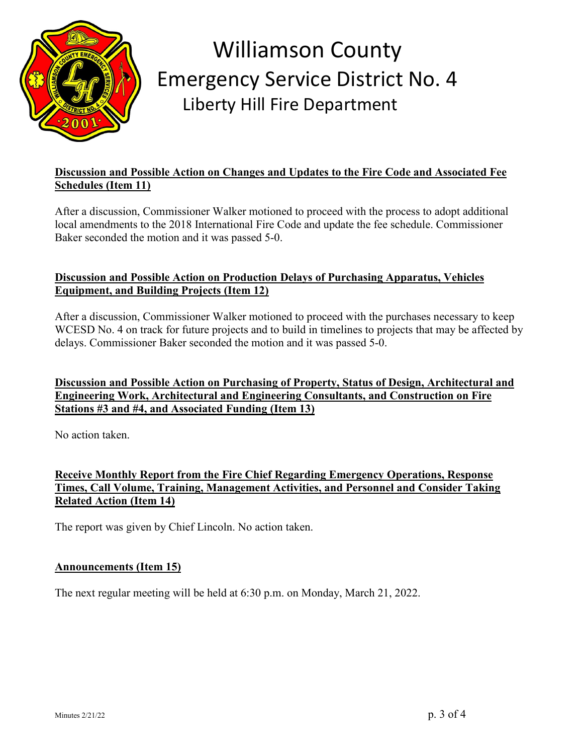**Discussion and Possible Action on Changes and Updates to the Fire Code and Associated Fee Schedules (Item 11)**

After a discussion, Commissioner Walker motioned to proceed with the process to adopt additional local amendments to the 2018 International Fire Code and update the fee schedule. Commissioner Baker seconded the motion and it was passed 5-0.

**Discussion and Possible Action on Production Delays of Purchasing Apparatus, Vehicles Equipment, and Building Projects (Item 12)**

After a discussion, Commissioner Walker motioned to proceed with the purchases necessary to keep WCESD No. 4 on track for future projects and to build in timelines to projects that may be affected by delays. Commissioner Baker seconded the motion and it was passed 5-0.

**Discussion and Possible Action on Purchasing of Property, Status of Design, Architectural and Engineering Work, Architectural and Engineering Consultants, and Construction on Fire Stations #3 and #4, and Associated Funding (Item 13)**

No action taken.

**Receive Monthly Report from the Fire Chief Regarding Emergency Operations, Response Times, Call Volume, Training, Management Activities, and Personnel and Consider Taking Related Action (Item 14)**

The report was given by Chief Lincoln. No action taken.

**Announcements (Item 15)**

The next regular meeting will be held at 6:30 p.m. on Monday, March 21, 2022.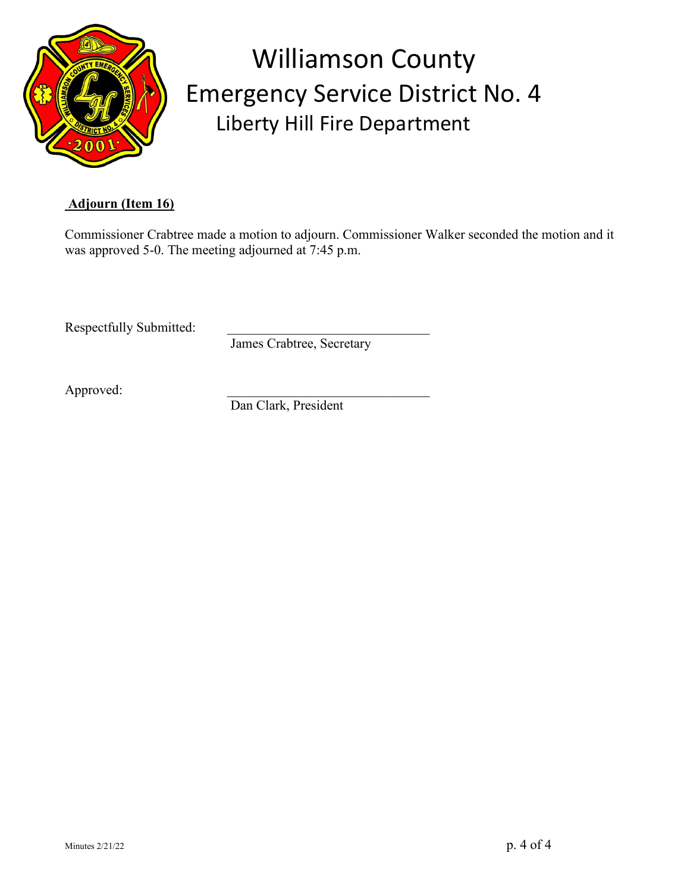# Williamson County
## Emergency Service District No. 4
### Liberty Hill Fire Department

**Adjourn (Item 16)**

Commissioner Crabtree made a motion to adjourn. Commissioner Walker seconded the motion and it was approved 5-0. The meeting adjourned at 7:45 p.m.

Respectfully Submitted: \_\_\_\_\_\_\_\_\_\_\_\_\_\_\_\_\_\_\_\_\_\_\_\_\_\_\_\_\_\_\_\_
James Crabtree, Secretary

Approved: \_\_\_\_\_\_\_\_\_\_\_\_\_\_\_\_\_\_\_\_\_\_\_\_\_\_\_\_\_\_\_\_
Dan Clark, President

Minutes 2/21/22